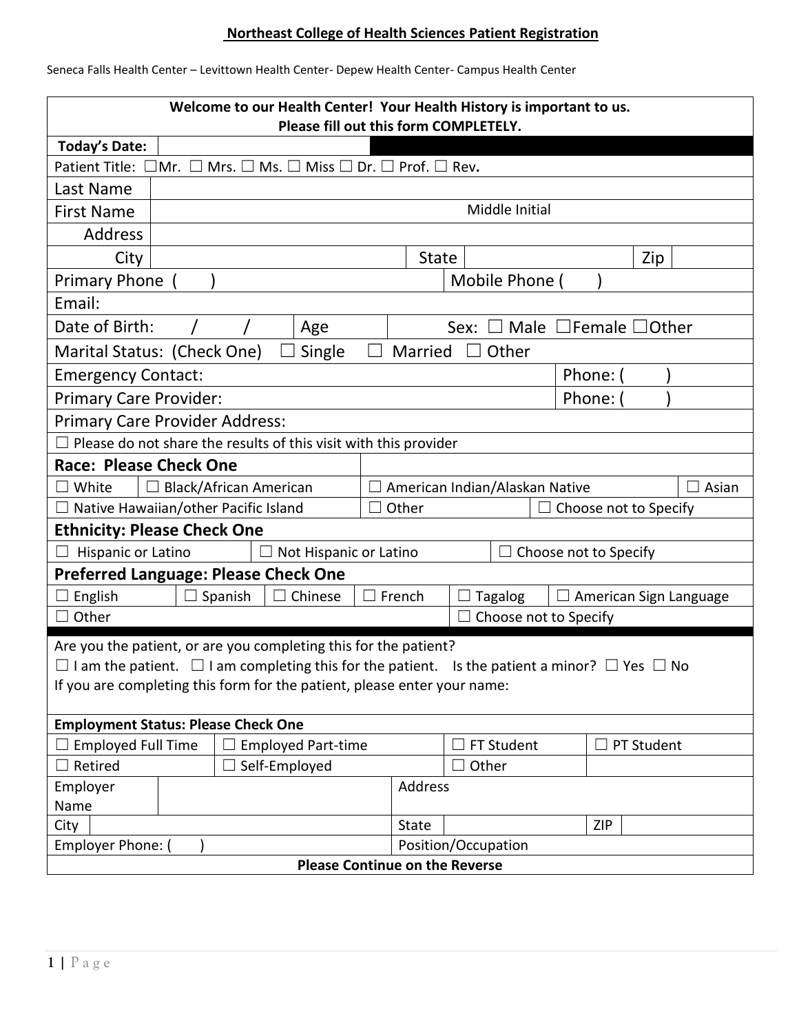# Northeast College of Health Sciences Patient Registration

Seneca Falls Health Center – Levittown Health Center- Depew Health Center- Campus Health Center

| **Welcome to our Health Center! Your Health History is important to us. Please fill out this form COMPLETELY.** | | | | | |
|---|---|---|---|---|---|
| **Today's Date:** | | | | | |
| Patient Title: ☐Mr. ☐ Mrs. ☐ Ms. ☐ Miss ☐ Dr. ☐ Prof. ☐ Rev. | | | | | |
| Last Name | | | | | |
| First Name | | Middle Initial | | | |
| Address | | | | | |
| City | | State | | Zip | |
| Primary Phone ( ) | | | Mobile Phone ( ) | | |
| Email: | | | | | |
| Date of Birth: / / | Age | | Sex: ☐ Male ☐Female ☐Other | | |
| Marital Status: (Check One) ☐ Single ☐ Married ☐ Other | | | | | |
| Emergency Contact: | | | | Phone: ( ) | |
| Primary Care Provider: | | | | Phone: ( ) | |
| Primary Care Provider Address: | | | | | |
| ☐ Please do not share the results of this visit with this provider | | | | | |

| **Race: Please Check One** | | | | |
|---|---|---|---|---|
| ☐ White | ☐ Black/African American | ☐ American Indian/Alaskan Native | | ☐ Asian |
| ☐ Native Hawaiian/other Pacific Island | | ☐ Other | ☐ Choose not to Specify | |

| **Ethnicity: Please Check One** | | |
|---|---|---|
| ☐ Hispanic or Latino | ☐ Not Hispanic or Latino | ☐ Choose not to Specify |

| **Preferred Language: Please Check One** | | | | | |
|---|---|---|---|---|---|
| ☐ English | ☐ Spanish | ☐ Chinese | ☐ French | ☐ Tagalog | ☐ American Sign Language |
| ☐ Other | | | | ☐ Choose not to Specify | |

Are you the patient, or are you completing this for the patient?

☐ I am the patient. ☐ I am completing this for the patient. Is the patient a minor? ☐ Yes ☐ No

If you are completing this form for the patient, please enter your name:

| **Employment Status: Please Check One** | | | | | |
|---|---|---|---|---|---|
| ☐ Employed Full Time | ☐ Employed Part-time | | ☐ FT Student | | ☐ PT Student |
| ☐ Retired | ☐ Self-Employed | | ☐ Other | | |
| Employer Name | | Address | | | |
| City | | State | | ZIP | |
| Employer Phone: ( ) | | Position/Occupation | | | |

**Please Continue on the Reverse**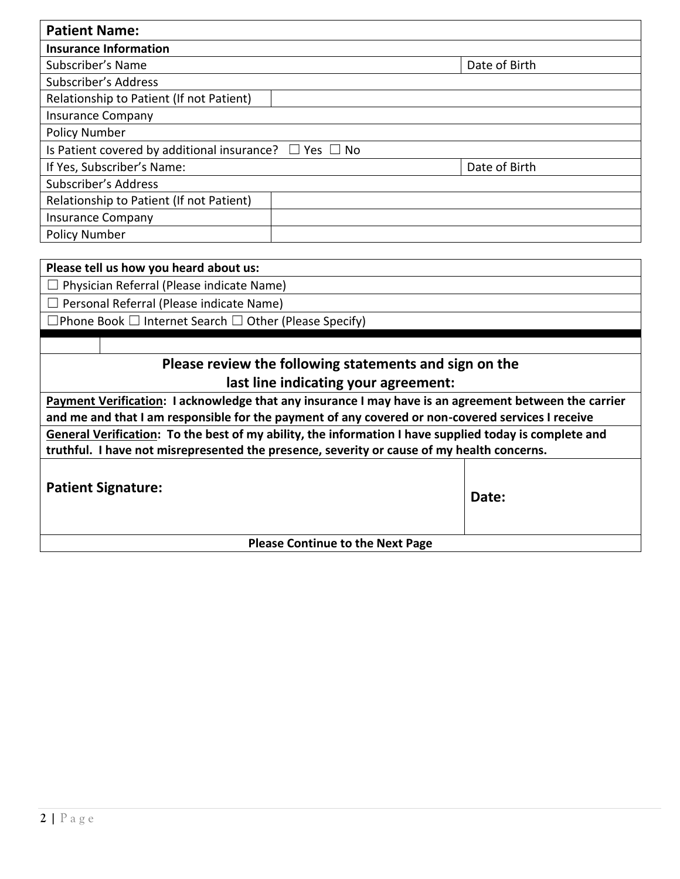| **Patient Name:** | | |
|---|---|---|
| **Insurance Information** | | |
| Subscriber's Name | | Date of Birth |
| Subscriber's Address | | |
| Relationship to Patient (If not Patient) | | |
| Insurance Company | | |
| Policy Number | | |
| Is Patient covered by additional insurance? ☐ Yes ☐ No | | |
| If Yes, Subscriber's Name: | | Date of Birth |
| Subscriber's Address | | |
| Relationship to Patient (If not Patient) | | |
| Insurance Company | | |
| Policy Number | | |

| **Please tell us how you heard about us:** |
|---|
| ☐ Physician Referral (Please indicate Name) |
| ☐ Personal Referral (Please indicate Name) |
| ☐Phone Book ☐ Internet Search ☐ Other (Please Specify) |

## Please review the following statements and sign on the last line indicating your agreement:

**Payment Verification: I acknowledge that any insurance I may have is an agreement between the carrier and me and that I am responsible for the payment of any covered or non-covered services I receive**

**General Verification: To the best of my ability, the information I have supplied today is complete and truthful. I have not misrepresented the presence, severity or cause of my health concerns.**

| **Patient Signature:** | **Date:** |
|---|---|

**Please Continue to the Next Page**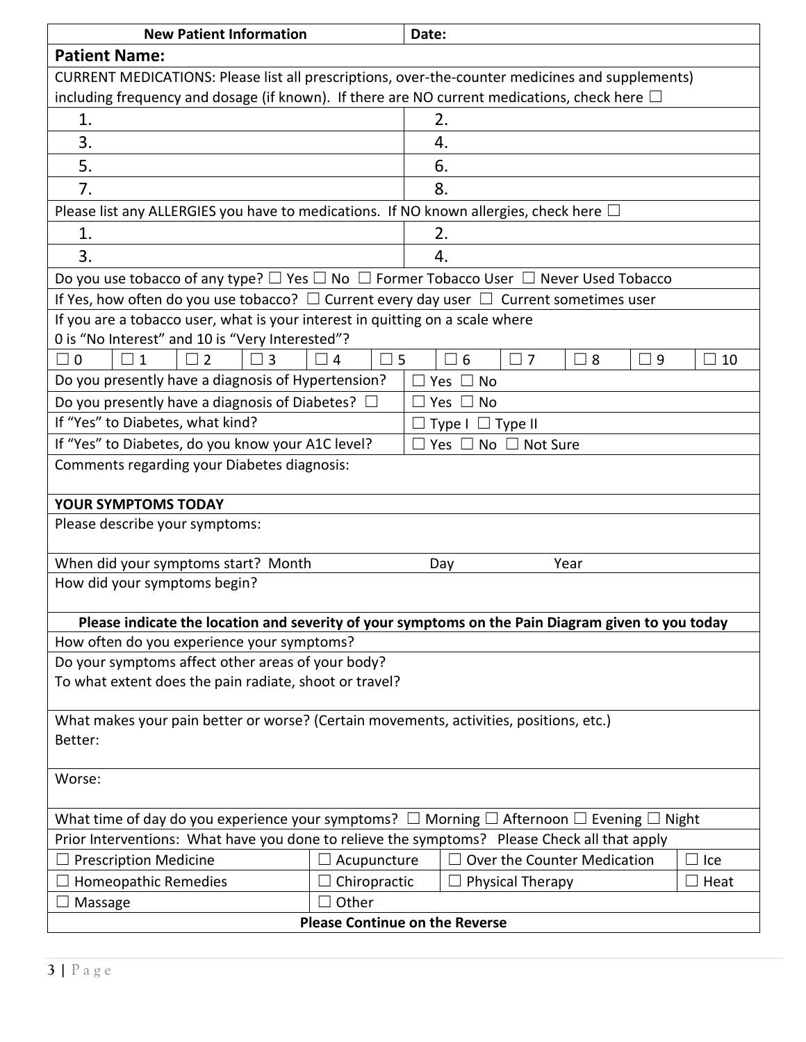| New Patient Information | Date: |
|---|---|

**Patient Name:**

CURRENT MEDICATIONS: Please list all prescriptions, over-the-counter medicines and supplements) including frequency and dosage (if known). If there are NO current medications, check here ☐

| | |
|---|---|
| 1. | 2. |
| 3. | 4. |
| 5. | 6. |
| 7. | 8. |

Please list any ALLERGIES you have to medications. If NO known allergies, check here ☐

| | |
|---|---|
| 1. | 2. |
| 3. | 4. |

Do you use tobacco of any type? ☐ Yes ☐ No ☐ Former Tobacco User ☐ Never Used Tobacco

If Yes, how often do you use tobacco? ☐ Current every day user ☐ Current sometimes user

If you are a tobacco user, what is your interest in quitting on a scale where 0 is "No Interest" and 10 is "Very Interested"?

| ☐ 0 | ☐ 1 | ☐ 2 | ☐ 3 | ☐ 4 | ☐ 5 | ☐ 6 | ☐ 7 | ☐ 8 | ☐ 9 | ☐ 10 |
|---|---|---|---|---|---|---|---|---|---|---|

| | |
|---|---|
| Do you presently have a diagnosis of Hypertension? | ☐ Yes ☐ No |
| Do you presently have a diagnosis of Diabetes? ☐ | ☐ Yes ☐ No |
| If "Yes" to Diabetes, what kind? | ☐ Type I ☐ Type II |
| If "Yes" to Diabetes, do you know your A1C level? | ☐ Yes ☐ No ☐ Not Sure |

Comments regarding your Diabetes diagnosis:

**YOUR SYMPTOMS TODAY**

Please describe your symptoms:

When did your symptoms start? Month Day Year

How did your symptoms begin?

**Please indicate the location and severity of your symptoms on the Pain Diagram given to you today**

How often do you experience your symptoms?

Do your symptoms affect other areas of your body?
To what extent does the pain radiate, shoot or travel?

What makes your pain better or worse? (Certain movements, activities, positions, etc.)
Better:

Worse:

What time of day do you experience your symptoms? ☐ Morning ☐ Afternoon ☐ Evening ☐ Night

Prior Interventions: What have you done to relieve the symptoms? Please Check all that apply

| | | | |
|---|---|---|---|
| ☐ Prescription Medicine | ☐ Acupuncture | ☐ Over the Counter Medication | ☐ Ice |
| ☐ Homeopathic Remedies | ☐ Chiropractic | ☐ Physical Therapy | ☐ Heat |
| ☐ Massage | ☐ Other | | |

**Please Continue on the Reverse**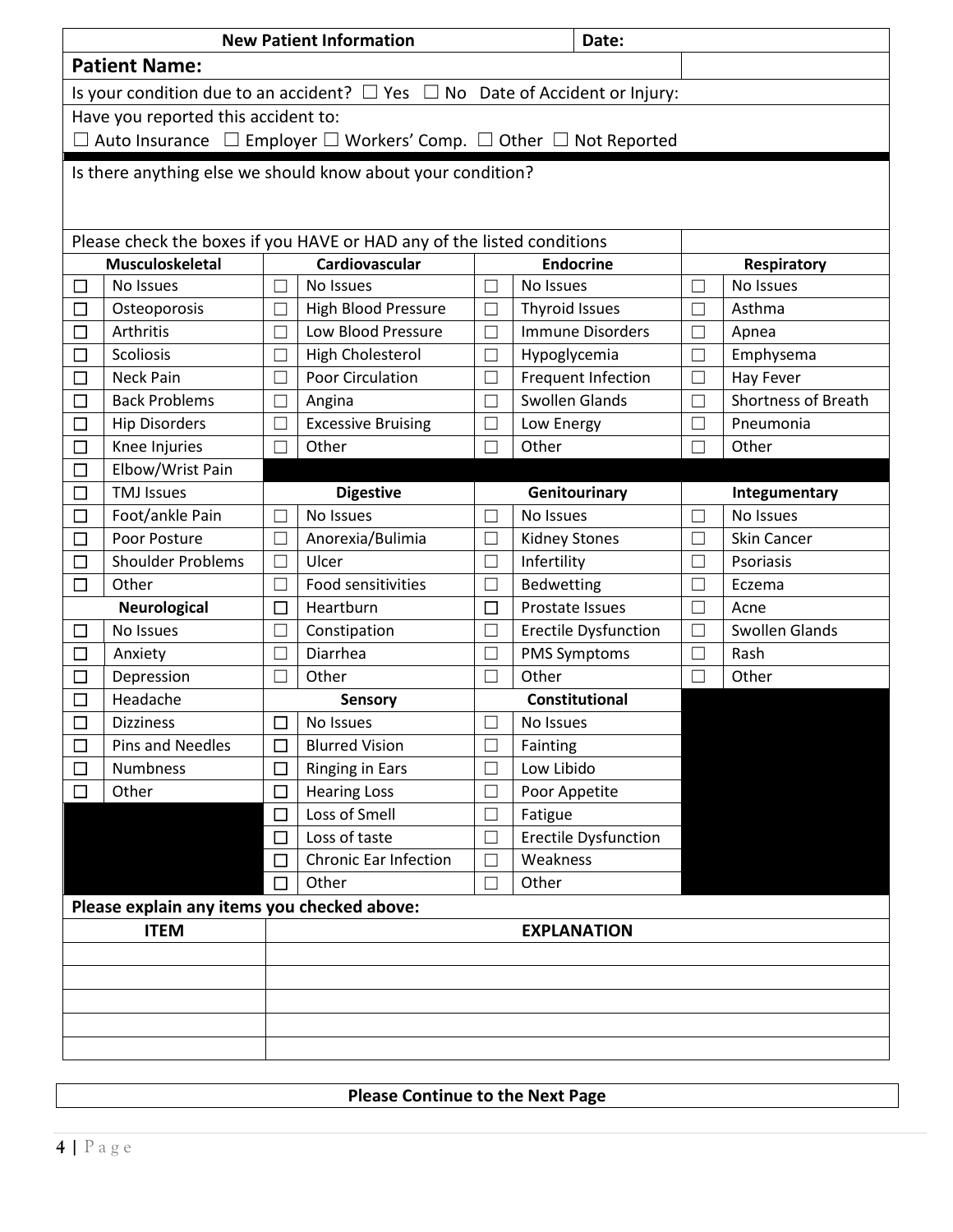| **New Patient Information** | **Date:** |
|---|---|
| **Patient Name:** | |

Is your condition due to an accident? ☐ Yes ☐ No Date of Accident or Injury:

Have you reported this accident to:
☐ Auto Insurance ☐ Employer ☐ Workers' Comp. ☐ Other ☐ Not Reported

Is there anything else we should know about your condition?

Please check the boxes if you HAVE or HAD any of the listed conditions

| | **Musculoskeletal** | | **Cardiovascular** | | **Endocrine** | | **Respiratory** |
|---|---|---|---|---|---|---|---|
| ☐ | No Issues | ☐ | No Issues | ☐ | No Issues | ☐ | No Issues |
| ☐ | Osteoporosis | ☐ | High Blood Pressure | ☐ | Thyroid Issues | ☐ | Asthma |
| ☐ | Arthritis | ☐ | Low Blood Pressure | ☐ | Immune Disorders | ☐ | Apnea |
| ☐ | Scoliosis | ☐ | High Cholesterol | ☐ | Hypoglycemia | ☐ | Emphysema |
| ☐ | Neck Pain | ☐ | Poor Circulation | ☐ | Frequent Infection | ☐ | Hay Fever |
| ☐ | Back Problems | ☐ | Angina | ☐ | Swollen Glands | ☐ | Shortness of Breath |
| ☐ | Hip Disorders | ☐ | Excessive Bruising | ☐ | Low Energy | ☐ | Pneumonia |
| ☐ | Knee Injuries | ☐ | Other | ☐ | Other | ☐ | Other |
| ☐ | Elbow/Wrist Pain | | | | | | |
| ☐ | TMJ Issues | | **Digestive** | | **Genitourinary** | | **Integumentary** |
| ☐ | Foot/ankle Pain | ☐ | No Issues | ☐ | No Issues | ☐ | No Issues |
| ☐ | Poor Posture | ☐ | Anorexia/Bulimia | ☐ | Kidney Stones | ☐ | Skin Cancer |
| ☐ | Shoulder Problems | ☐ | Ulcer | ☐ | Infertility | ☐ | Psoriasis |
| ☐ | Other | ☐ | Food sensitivities | ☐ | Bedwetting | ☐ | Eczema |
| | **Neurological** | ☐ | Heartburn | ☐ | Prostate Issues | ☐ | Acne |
| ☐ | No Issues | ☐ | Constipation | ☐ | Erectile Dysfunction | ☐ | Swollen Glands |
| ☐ | Anxiety | ☐ | Diarrhea | ☐ | PMS Symptoms | ☐ | Rash |
| ☐ | Depression | ☐ | Other | ☐ | Other | ☐ | Other |
| ☐ | Headache | | **Sensory** | | **Constitutional** | | |
| ☐ | Dizziness | ☐ | No Issues | ☐ | No Issues | | |
| ☐ | Pins and Needles | ☐ | Blurred Vision | ☐ | Fainting | | |
| ☐ | Numbness | ☐ | Ringing in Ears | ☐ | Low Libido | | |
| ☐ | Other | ☐ | Hearing Loss | ☐ | Poor Appetite | | |
| | | ☐ | Loss of Smell | ☐ | Fatigue | | |
| | | ☐ | Loss of taste | ☐ | Erectile Dysfunction | | |
| | | ☐ | Chronic Ear Infection | ☐ | Weakness | | |
| | | ☐ | Other | ☐ | Other | | |

**Please explain any items you checked above:**

| **ITEM** | **EXPLANATION** |
|---|---|
| | |
| | |
| | |
| | |
| | |

**Please Continue to the Next Page**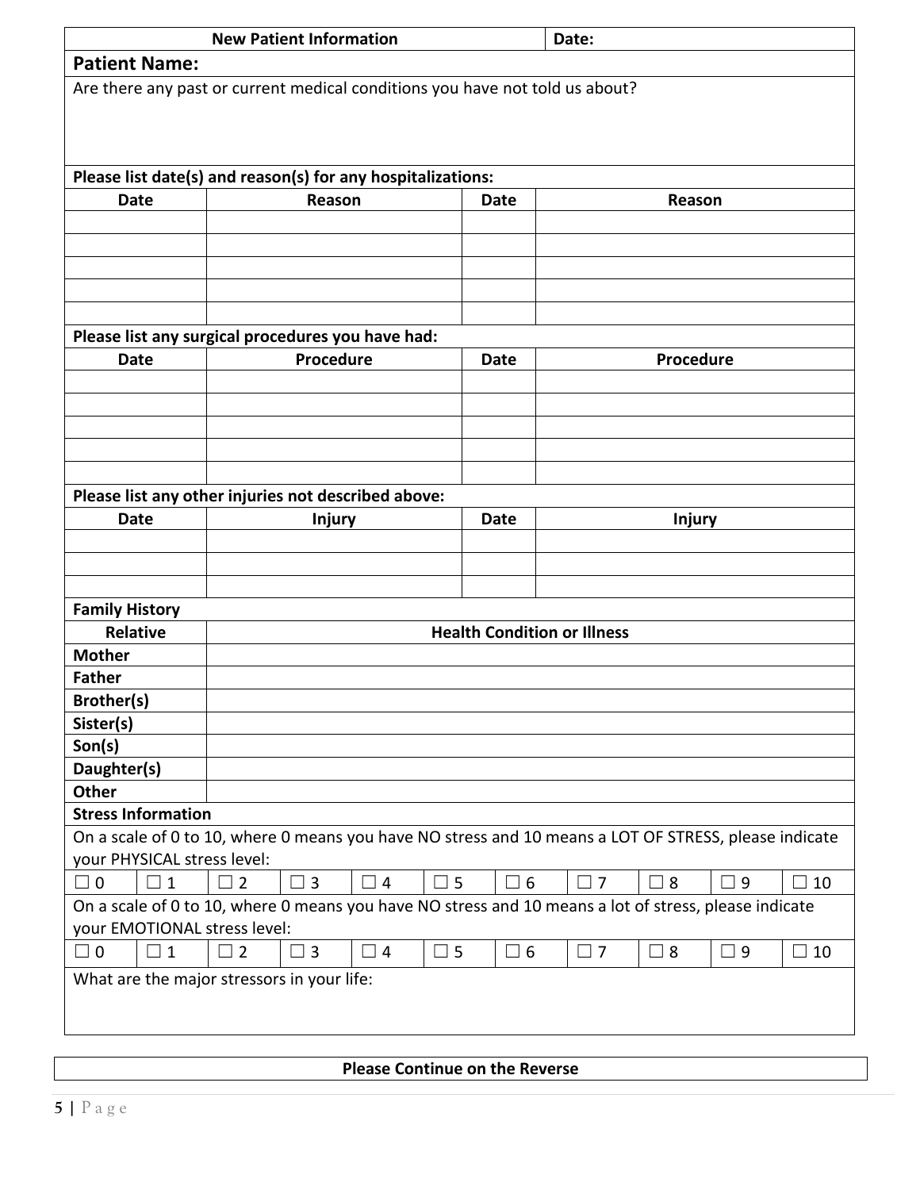| New Patient Information | Date: |
|---|---|

**Patient Name:**

Are there any past or current medical conditions you have not told us about?

**Please list date(s) and reason(s) for any hospitalizations:**

| Date | Reason | Date | Reason |
|---|---|---|---|
| | | | |
| | | | |
| | | | |
| | | | |
| | | | |

**Please list any surgical procedures you have had:**

| Date | Procedure | Date | Procedure |
|---|---|---|---|
| | | | |
| | | | |
| | | | |
| | | | |
| | | | |

**Please list any other injuries not described above:**

| Date | Injury | Date | Injury |
|---|---|---|---|
| | | | |
| | | | |
| | | | |

**Family History**

| Relative | Health Condition or Illness |
|---|---|
| **Mother** | |
| **Father** | |
| **Brother(s)** | |
| **Sister(s)** | |
| **Son(s)** | |
| **Daughter(s)** | |
| **Other** | |

**Stress Information**

On a scale of 0 to 10, where 0 means you have NO stress and 10 means a LOT OF STRESS, please indicate your PHYSICAL stress level:

| ☐ 0 | ☐ 1 | ☐ 2 | ☐ 3 | ☐ 4 | ☐ 5 | ☐ 6 | ☐ 7 | ☐ 8 | ☐ 9 | ☐ 10 |
|---|---|---|---|---|---|---|---|---|---|---|

On a scale of 0 to 10, where 0 means you have NO stress and 10 means a lot of stress, please indicate your EMOTIONAL stress level:

| ☐ 0 | ☐ 1 | ☐ 2 | ☐ 3 | ☐ 4 | ☐ 5 | ☐ 6 | ☐ 7 | ☐ 8 | ☐ 9 | ☐ 10 |
|---|---|---|---|---|---|---|---|---|---|---|

What are the major stressors in your life:

**Please Continue on the Reverse**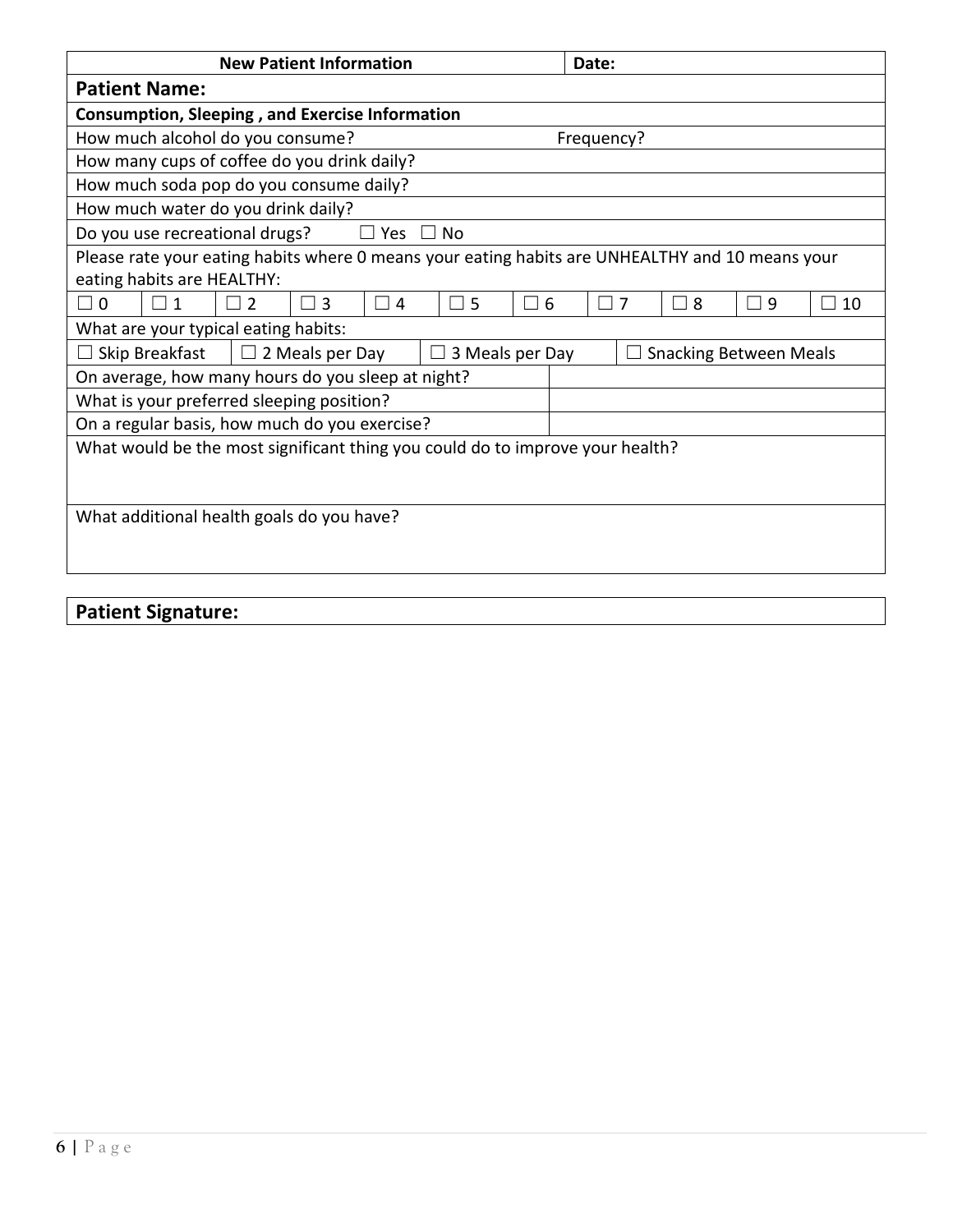| New Patient Information | Date: |
|---|---|

**Patient Name:**

**Consumption, Sleeping , and Exercise Information**

How much alcohol do you consume? Frequency?

How many cups of coffee do you drink daily?

How much soda pop do you consume daily?

How much water do you drink daily?

Do you use recreational drugs? ☐ Yes ☐ No

Please rate your eating habits where 0 means your eating habits are UNHEALTHY and 10 means your eating habits are HEALTHY:

| ☐ 0 | ☐ 1 | ☐ 2 | ☐ 3 | ☐ 4 | ☐ 5 | ☐ 6 | ☐ 7 | ☐ 8 | ☐ 9 | ☐ 10 |
|---|---|---|---|---|---|---|---|---|---|---|

What are your typical eating habits:

| ☐ Skip Breakfast | ☐ 2 Meals per Day | ☐ 3 Meals per Day | ☐ Snacking Between Meals |
|---|---|---|---|

| On average, how many hours do you sleep at night? | |
|---|---|
| What is your preferred sleeping position? | |
| On a regular basis, how much do you exercise? | |

What would be the most significant thing you could do to improve your health?

What additional health goals do you have?

**Patient Signature:**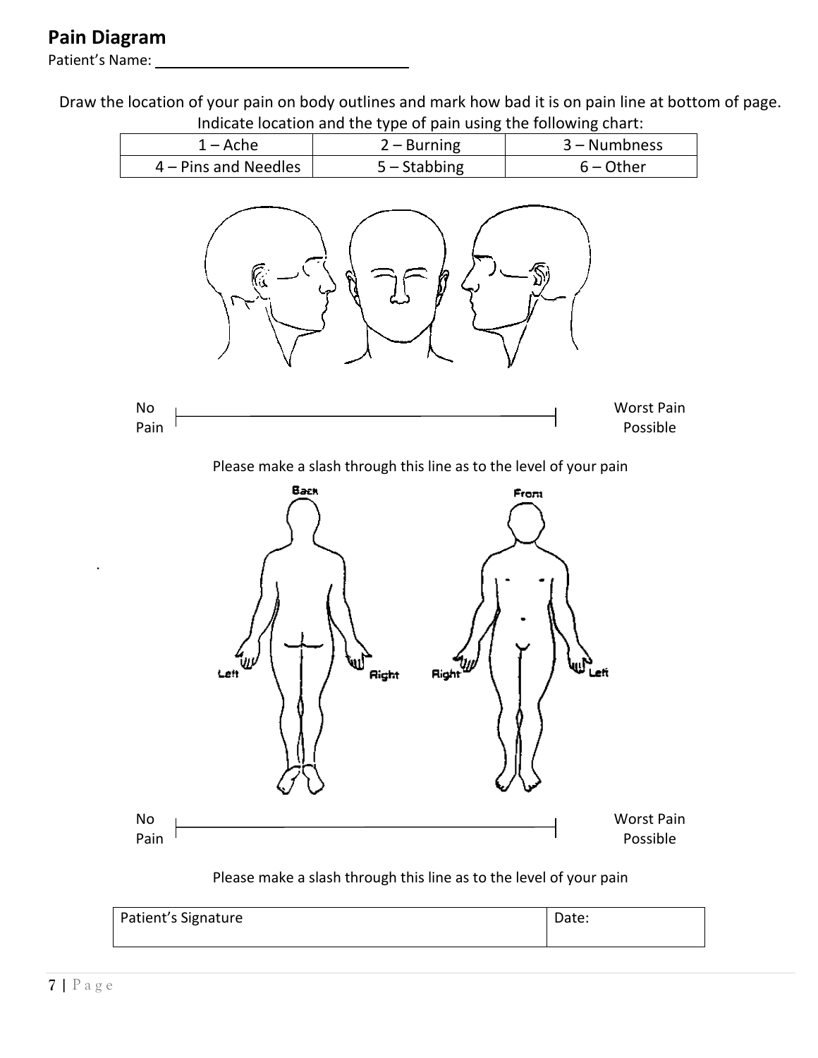## Pain Diagram

Patient's Name: ______________________________

Draw the location of your pain on body outlines and mark how bad it is on pain line at bottom of page. Indicate location and the type of pain using the following chart:

| | | |
|---|---|---|
| 1 – Ache | 2 – Burning | 3 – Numbness |
| 4 – Pins and Needles | 5 – Stabbing | 6 – Other |

No Pain |————————————————————| Worst Pain Possible

Please make a slash through this line as to the level of your pain

Back

Front

Left

Right

Right

Left

No Pain |————————————————————| Worst Pain Possible

Please make a slash through this line as to the level of your pain

| Patient's Signature | Date: |
|---|---|
| | |